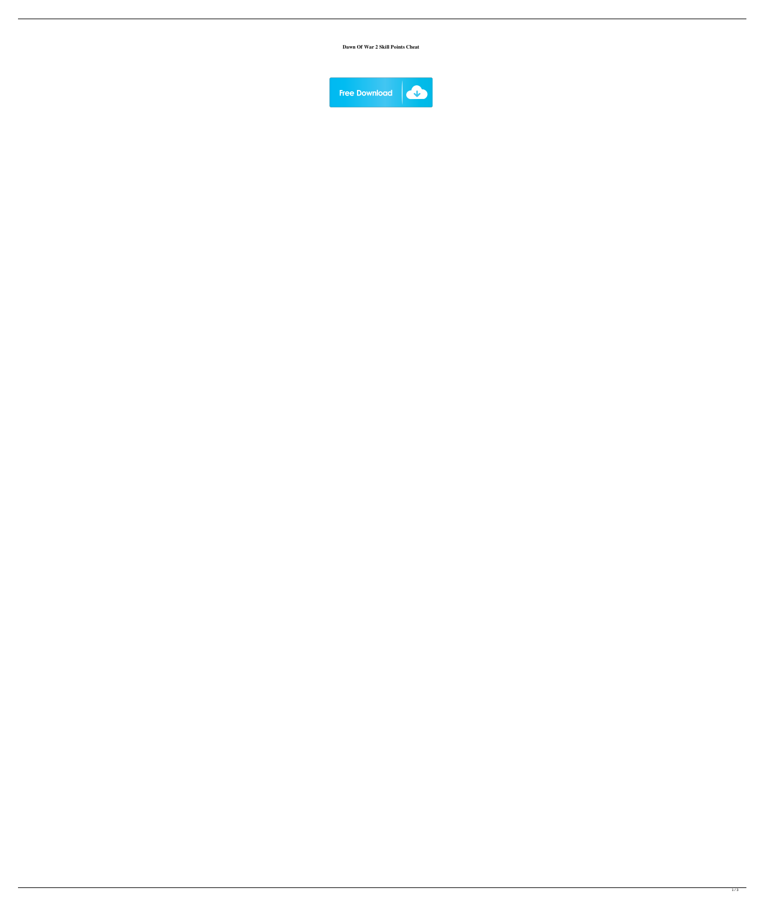**Dawn Of War 2 Skill Points Cheat**

Free Download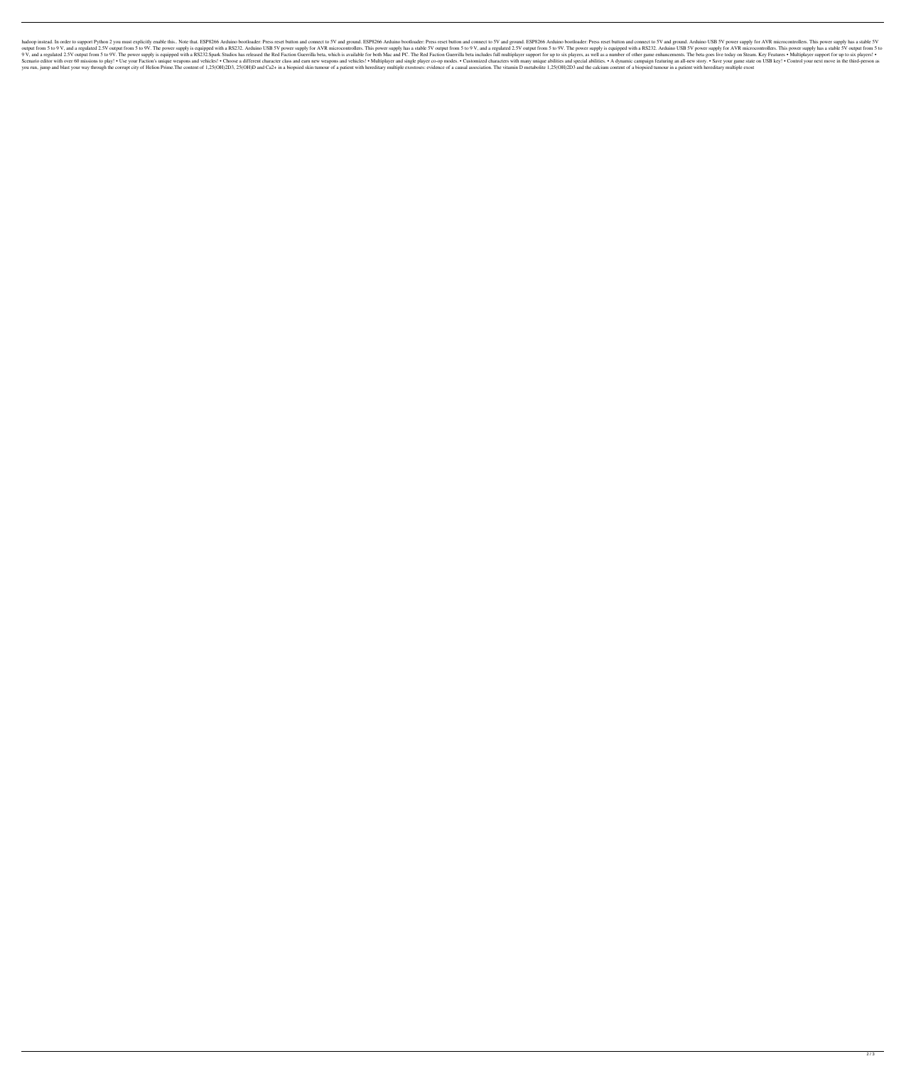hadoop instead. In order to support Python 2 you must explicitly enable this.. Note that. ESP8266 Arduino bootloader: Press reset button and connect to 5V and ground. ESP8266 Arduino bootloader: Press reset button and connect to 5V and ground. ESP8266 Arduino bootloader: Press reset button and connect to 5V and ground. Arduino USB 5V power supply for AVR microcontrollers. This power supply has a stable 5V output from 5 to 9 V, and a regulated 2.5V output from 5 to 9V. The power supply is equipped with a RS232. Arduino USB 5V power supply for AVR microcontrollers. This power supply has a stable 5V output from 5 to 9 V, and a regulated 2.5V output from 5 to 9V. The power supply is equipped with a RS232. Arduino USB 5V power supply for AVR microcontrollers. This power supply has a stable 5V output from 5 to 9 V, and a regulated 2.5V output from 5 to 9V. The power supply is equipped with a RS232.Spark Studios has released the Red Faction Guerrilla beta, which is available for both Mac and PC. The Red Faction Guerrilla beta includes full multiplayer support for up to six players, as well as a number of other game enhancements. The beta goes live today on Steam. Key Features • Multiplayer support for up to six players! • Scenario editor with over 60 missions to play! • Use your Faction's unique weapons and vehicles! • Choose a different character class and earn new weapons and vehicles! • Multiplayer and single player co-op modes. • Customized characters with many unique abilities and special abilities. • A dynamic campaign featuring an all-new story. • Save your game state on USB key! • Control your next move in the third-person as you run, jump and blast your way through the corrupt city of Helion Prime.The content of 1,25(OH)2D3, 25(OH)D and $Ca^{2+}$ in a biopsied skin tumour of a patient with hereditary multiple exostoses: evidence of a causal association. The vitamin D metabolite 1,25(OH)2D3 and the calcium content of a biopsied tumour in a patient with hereditary multiple exost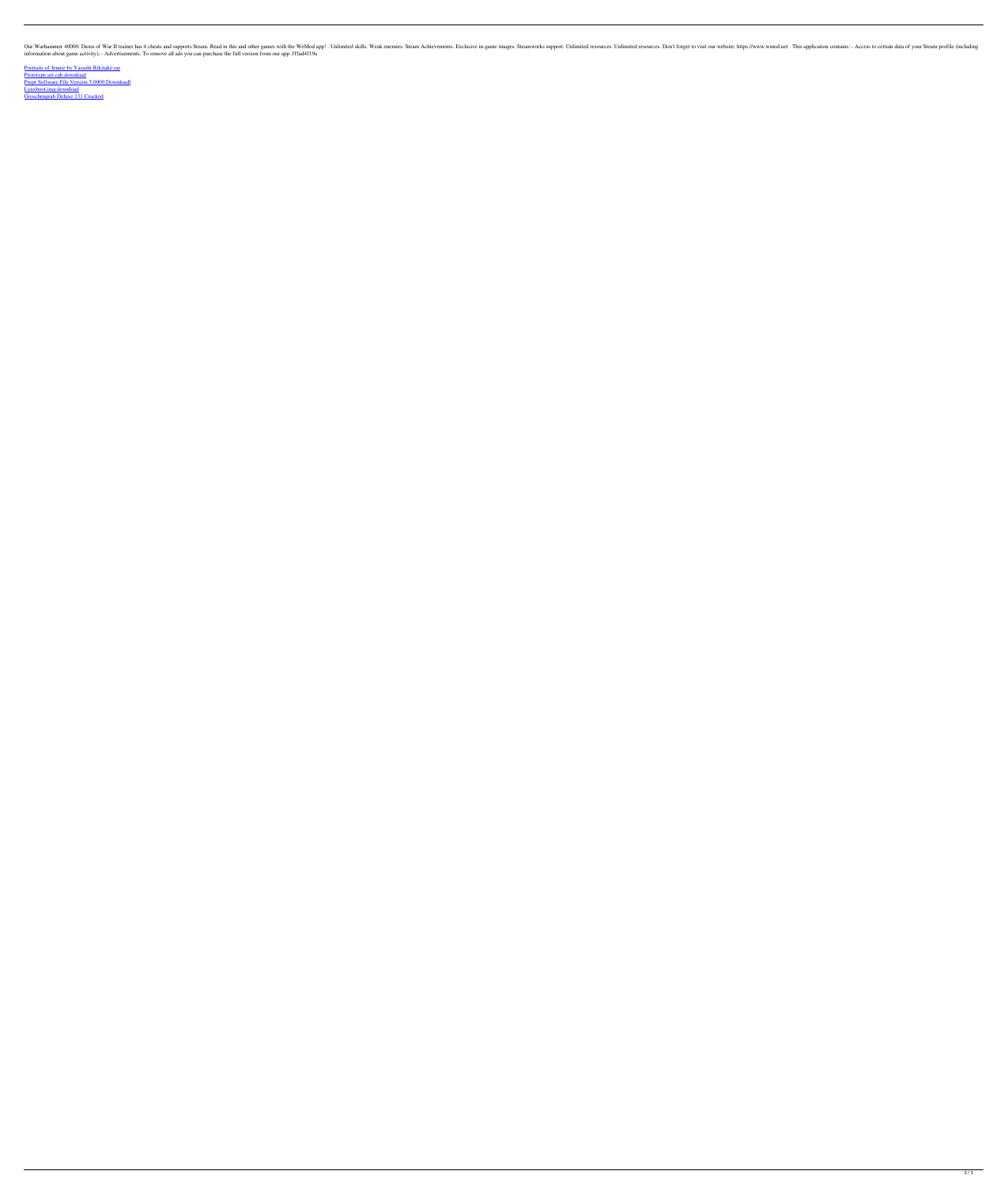Our Warhammer 40000: Dawn of War II trainer has 4 cheats and supports Steam. Read in this and other games with the WeMod app! . Unlimited skills. Weak enemies. Steam Achievements. Exclusive in-game images. Steamworks support. Unlimited resources. Unlimited resources. Don't forget to visit our website: https://www.wmod.net . This application contains: - Access to certain data of your Steam profile (including information about game activity); - Advertisements. To remove all ads you can purchase the full version from our app. f1fad4f19a

Portraits of Jennie by Yasushi Rikitake.rar
Prototype art.cab download
Pmpr Software File Version 5.0000 Downloadl
Lynxboot.img download
Groschengrab Deluxe 131 Cracked